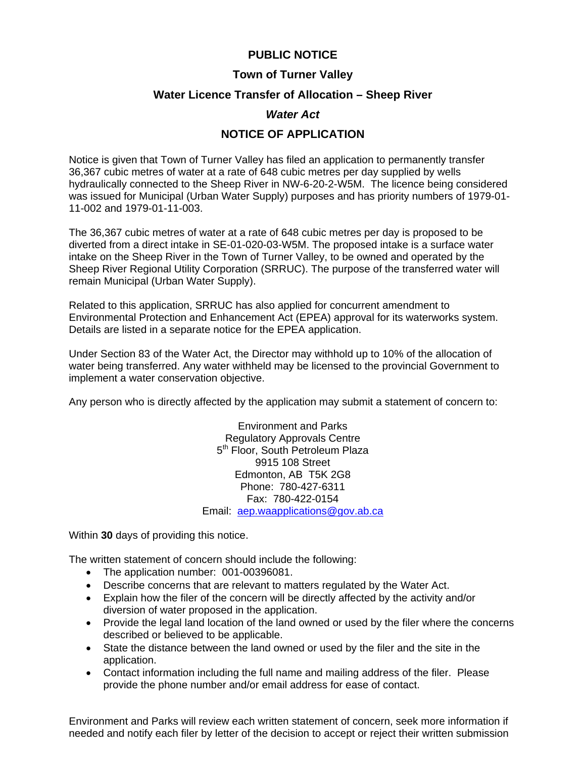# PUBLIC NOTICE

## Town of Turner Valley

## Water Licence Transfer of Allocation – Sheep River

## *Water Act*

## NOTICE OF APPLICATION

Notice is given that Town of Turner Valley has filed an application to permanently transfer 36,367 cubic metres of water at a rate of 648 cubic metres per day supplied by wells hydraulically connected to the Sheep River in NW-6-20-2-W5M. The licence being considered was issued for Municipal (Urban Water Supply) purposes and has priority numbers of 1979-01-11-002 and 1979-01-11-003.

The 36,367 cubic metres of water at a rate of 648 cubic metres per day is proposed to be diverted from a direct intake in SE-01-020-03-W5M. The proposed intake is a surface water intake on the Sheep River in the Town of Turner Valley, to be owned and operated by the Sheep River Regional Utility Corporation (SRRUC). The purpose of the transferred water will remain Municipal (Urban Water Supply).

Related to this application, SRRUC has also applied for concurrent amendment to Environmental Protection and Enhancement Act (EPEA) approval for its waterworks system. Details are listed in a separate notice for the EPEA application.

Under Section 83 of the Water Act, the Director may withhold up to 10% of the allocation of water being transferred. Any water withheld may be licensed to the provincial Government to implement a water conservation objective.

Any person who is directly affected by the application may submit a statement of concern to:

Environment and Parks
Regulatory Approvals Centre
5th Floor, South Petroleum Plaza
9915 108 Street
Edmonton, AB T5K 2G8
Phone: 780-427-6311
Fax: 780-422-0154
Email: aep.waapplications@gov.ab.ca

Within **30** days of providing this notice.

The written statement of concern should include the following:

- The application number: 001-00396081.
- Describe concerns that are relevant to matters regulated by the Water Act.
- Explain how the filer of the concern will be directly affected by the activity and/or diversion of water proposed in the application.
- Provide the legal land location of the land owned or used by the filer where the concerns described or believed to be applicable.
- State the distance between the land owned or used by the filer and the site in the application.
- Contact information including the full name and mailing address of the filer. Please provide the phone number and/or email address for ease of contact.

Environment and Parks will review each written statement of concern, seek more information if needed and notify each filer by letter of the decision to accept or reject their written submission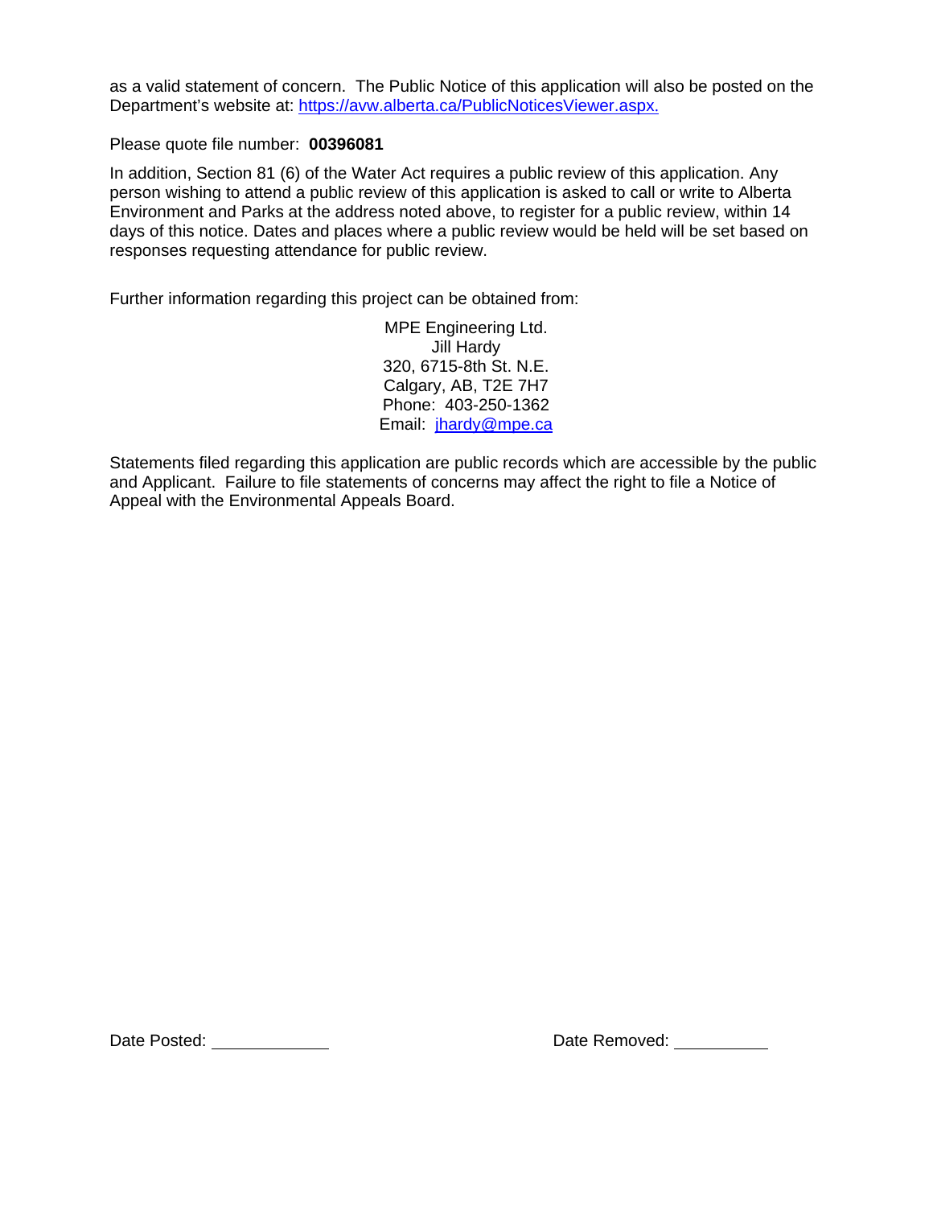as a valid statement of concern. The Public Notice of this application will also be posted on the Department's website at: https://avw.alberta.ca/PublicNoticesViewer.aspx.

Please quote file number: **00396081**

In addition, Section 81 (6) of the Water Act requires a public review of this application. Any person wishing to attend a public review of this application is asked to call or write to Alberta Environment and Parks at the address noted above, to register for a public review, within 14 days of this notice. Dates and places where a public review would be held will be set based on responses requesting attendance for public review.

Further information regarding this project can be obtained from:

MPE Engineering Ltd.
Jill Hardy
320, 6715-8th St. N.E.
Calgary, AB, T2E 7H7
Phone: 403-250-1362
Email: jhardy@mpe.ca

Statements filed regarding this application are public records which are accessible by the public and Applicant. Failure to file statements of concerns may affect the right to file a Notice of Appeal with the Environmental Appeals Board.

Date Posted: ____________ Date Removed: __________